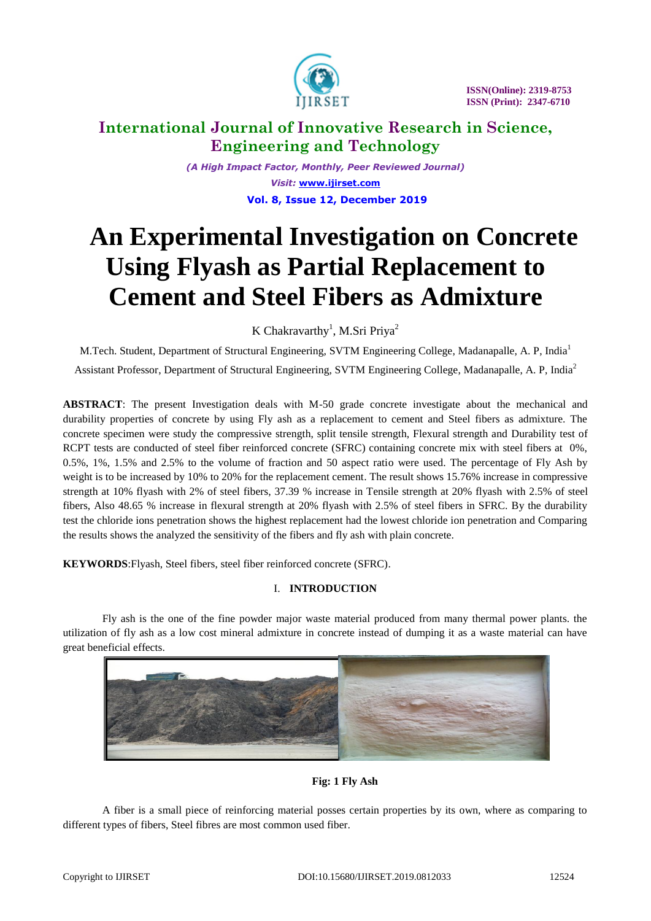# An Experimental Investigation on Concrete Using Flyash as Partial Replacement to Cement and Steel Fibers as Admixture

K Chakravarthy[1], M.Sri Priya[2]

M.Tech. Student, Department of Structural Engineering, SVTM Engineering College, Madanapalle, A. P, India[1]

Assistant Professor, Department of Structural Engineering, SVTM Engineering College, Madanapalle, A. P, India[2]

**ABSTRACT**: The present Investigation deals with M-50 grade concrete investigate about the mechanical and durability properties of concrete by using Fly ash as a replacement to cement and Steel fibers as admixture. The concrete specimen were study the compressive strength, split tensile strength, Flexural strength and Durability test of RCPT tests are conducted of steel fiber reinforced concrete (SFRC) containing concrete mix with steel fibers at 0%, 0.5%, 1%, 1.5% and 2.5% to the volume of fraction and 50 aspect ratio were used. The percentage of Fly Ash by weight is to be increased by 10% to 20% for the replacement cement. The result shows 15.76% increase in compressive strength at 10% flyash with 2% of steel fibers, 37.39 % increase in Tensile strength at 20% flyash with 2.5% of steel fibers, Also 48.65 % increase in flexural strength at 20% flyash with 2.5% of steel fibers in SFRC. By the durability test the chloride ions penetration shows the highest replacement had the lowest chloride ion penetration and Comparing the results shows the analyzed the sensitivity of the fibers and fly ash with plain concrete.

**KEYWORDS**:Flyash, Steel fibers, steel fiber reinforced concrete (SFRC).

## I. INTRODUCTION

Fly ash is the one of the fine powder major waste material produced from many thermal power plants. the utilization of fly ash as a low cost mineral admixture in concrete instead of dumping it as a waste material can have great beneficial effects.

**Fig: 1 Fly Ash**

A fiber is a small piece of reinforcing material posses certain properties by its own, where as comparing to different types of fibers, Steel fibres are most common used fiber.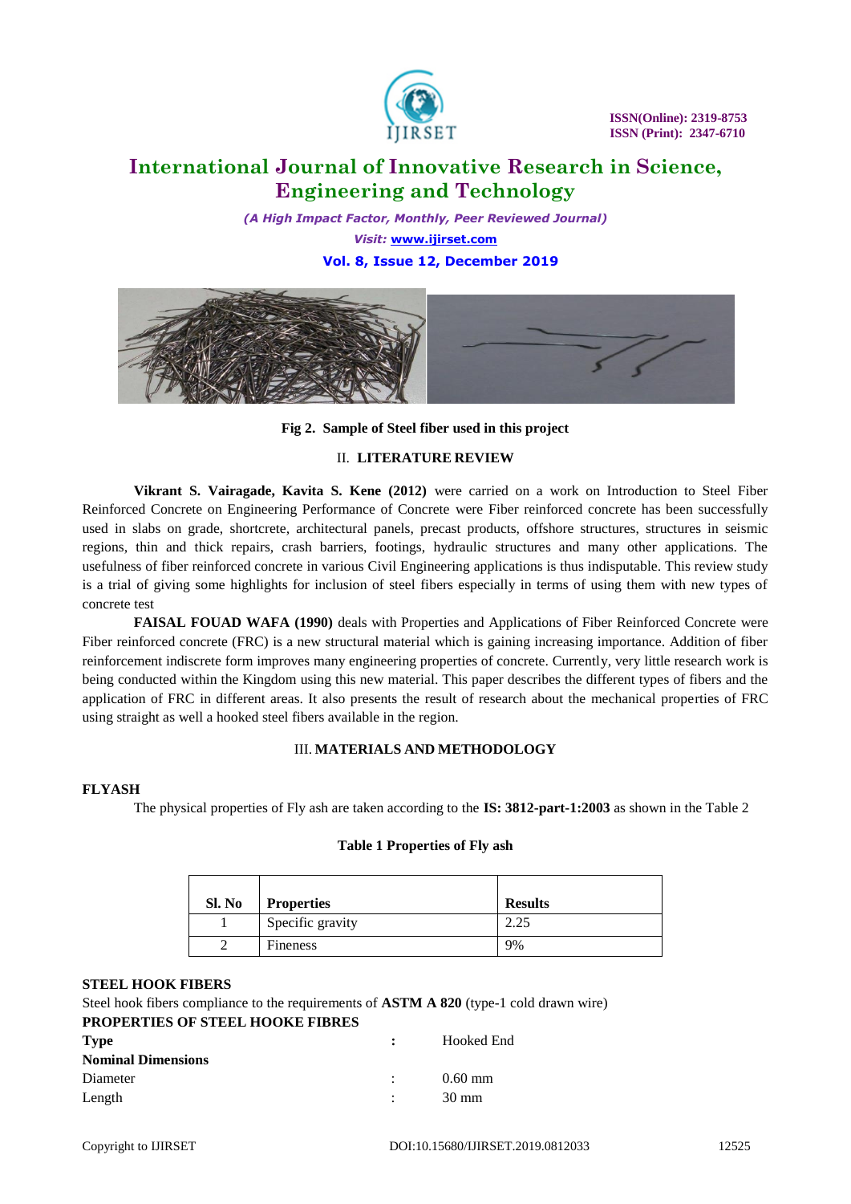Fig 2. Sample of Steel fiber used in this project

## II. LITERATURE REVIEW

**Vikrant S. Vairagade, Kavita S. Kene (2012)** were carried on a work on Introduction to Steel Fiber Reinforced Concrete on Engineering Performance of Concrete were Fiber reinforced concrete has been successfully used in slabs on grade, shortcrete, architectural panels, precast products, offshore structures, structures in seismic regions, thin and thick repairs, crash barriers, footings, hydraulic structures and many other applications. The usefulness of fiber reinforced concrete in various Civil Engineering applications is thus indisputable. This review study is a trial of giving some highlights for inclusion of steel fibers especially in terms of using them with new types of concrete test

**FAISAL FOUAD WAFA (1990)** deals with Properties and Applications of Fiber Reinforced Concrete were Fiber reinforced concrete (FRC) is a new structural material which is gaining increasing importance. Addition of fiber reinforcement indiscrete form improves many engineering properties of concrete. Currently, very little research work is being conducted within the Kingdom using this new material. This paper describes the different types of fibers and the application of FRC in different areas. It also presents the result of research about the mechanical properties of FRC using straight as well a hooked steel fibers available in the region.

## III. MATERIALS AND METHODOLOGY

### FLYASH

The physical properties of Fly ash are taken according to the **IS: 3812-part-1:2003** as shown in the Table 2

**Table 1 Properties of Fly ash**

| Sl. No | Properties | Results |
|---|---|---|
| 1 | Specific gravity | 2.25 |
| 2 | Fineness | 9% |

### STEEL HOOK FIBERS

Steel hook fibers compliance to the requirements of **ASTM A 820** (type-1 cold drawn wire)

**PROPERTIES OF STEEL HOOKE FIBRES**

**Type** : Hooked End

**Nominal Dimensions**

Diameter : 0.60 mm

Length : 30 mm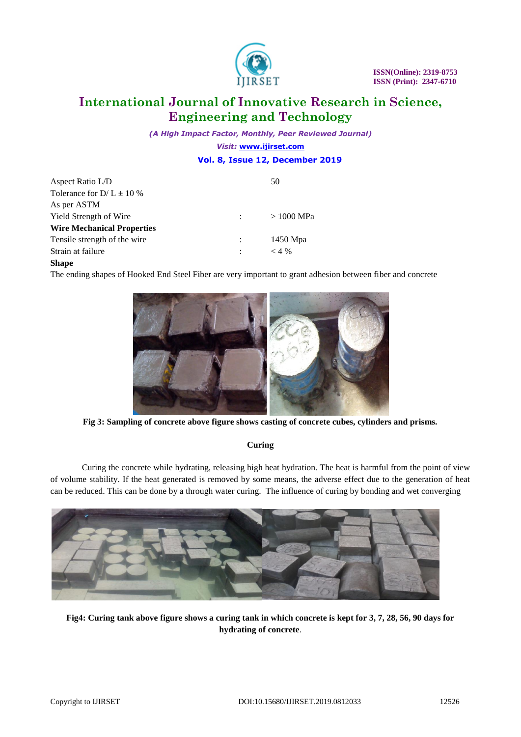| | | |
|---|---|---|
| Aspect Ratio L/D | | 50 |
| Tolerance for D/ L ± 10 % | | |
| As per ASTM | | |
| Yield Strength of Wire | : | > 1000 MPa |
| **Wire Mechanical Properties** | | |
| Tensile strength of the wire | : | 1450 Mpa |
| Strain at failure | : | < 4 % |

**Shape**

The ending shapes of Hooked End Steel Fiber are very important to grant adhesion between fiber and concrete

**Fig 3: Sampling of concrete above figure shows casting of concrete cubes, cylinders and prisms.**

### Curing

Curing the concrete while hydrating, releasing high heat hydration. The heat is harmful from the point of view of volume stability. If the heat generated is removed by some means, the adverse effect due to the generation of heat can be reduced. This can be done by a through water curing. The influence of curing by bonding and wet converging

**Fig4: Curing tank above figure shows a curing tank in which concrete is kept for 3, 7, 28, 56, 90 days for hydrating of concrete**.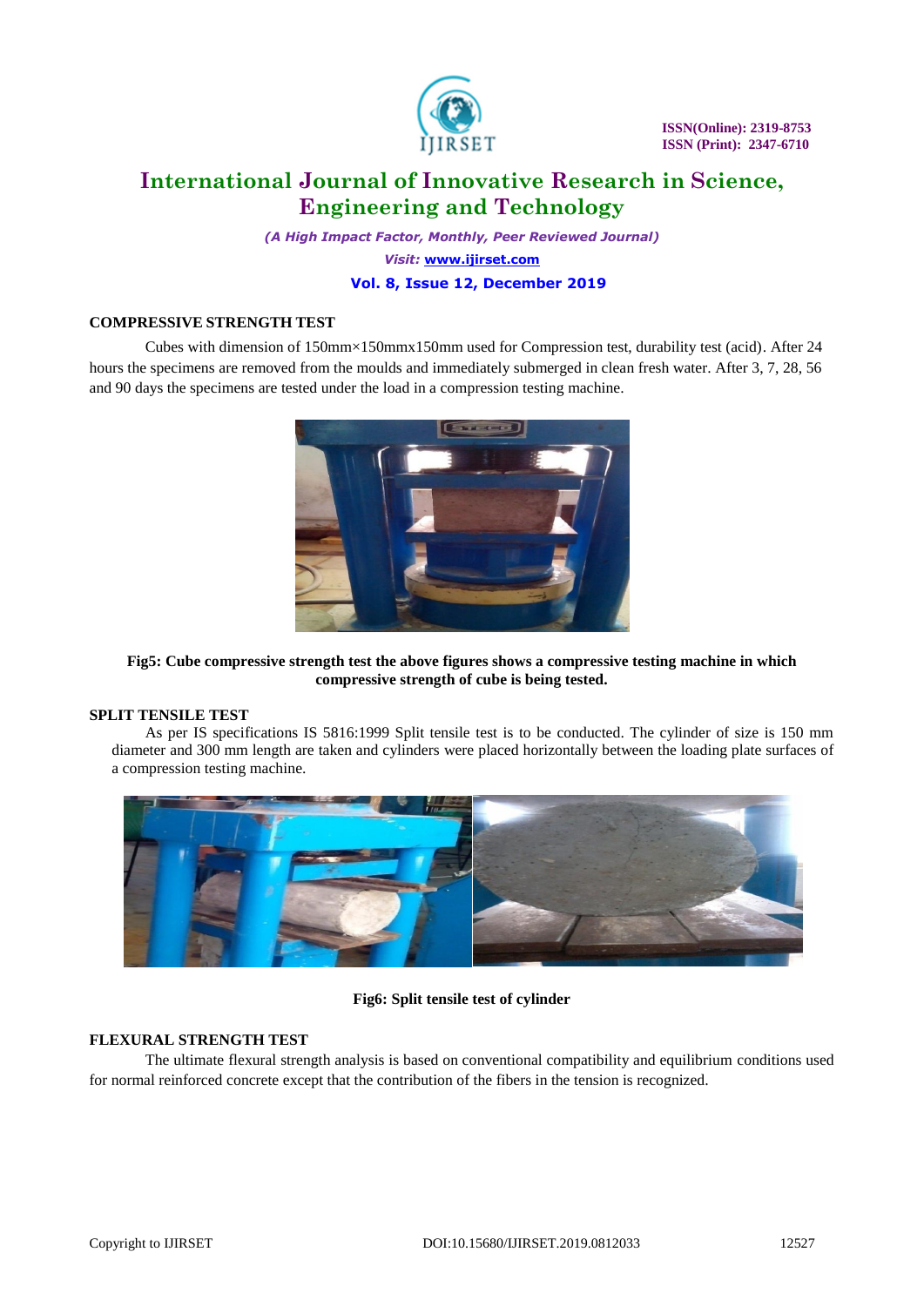## COMPRESSIVE STRENGTH TEST

Cubes with dimension of 150mm×150mmx150mm used for Compression test, durability test (acid). After 24 hours the specimens are removed from the moulds and immediately submerged in clean fresh water. After 3, 7, 28, 56 and 90 days the specimens are tested under the load in a compression testing machine.

**Fig5: Cube compressive strength test the above figures shows a compressive testing machine in which compressive strength of cube is being tested.**

## SPLIT TENSILE TEST

As per IS specifications IS 5816:1999 Split tensile test is to be conducted. The cylinder of size is 150 mm diameter and 300 mm length are taken and cylinders were placed horizontally between the loading plate surfaces of a compression testing machine.

**Fig6: Split tensile test of cylinder**

## FLEXURAL STRENGTH TEST

The ultimate flexural strength analysis is based on conventional compatibility and equilibrium conditions used for normal reinforced concrete except that the contribution of the fibers in the tension is recognized.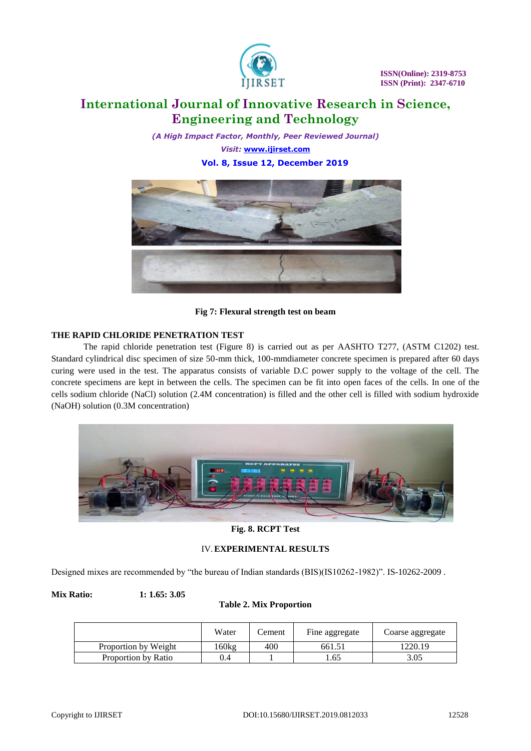Fig 7: Flexural strength test on beam

**THE RAPID CHLORIDE PENETRATION TEST**

The rapid chloride penetration test (Figure 8) is carried out as per AASHTO T277, (ASTM C1202) test. Standard cylindrical disc specimen of size 50-mm thick, 100-mmdiameter concrete specimen is prepared after 60 days curing were used in the test. The apparatus consists of variable D.C power supply to the voltage of the cell. The concrete specimens are kept in between the cells. The specimen can be fit into open faces of the cells. In one of the cells sodium chloride (NaCl) solution (2.4M concentration) is filled and the other cell is filled with sodium hydroxide (NaOH) solution (0.3M concentration)

Fig. 8. RCPT Test

## IV. EXPERIMENTAL RESULTS

Designed mixes are recommended by "the bureau of Indian standards (BIS)(IS10262-1982)". IS-10262-2009 .

**Mix Ratio: 1: 1.65: 3.05**

**Table 2. Mix Proportion**

| | Water | Cement | Fine aggregate | Coarse aggregate |
|---|---|---|---|---|
| Proportion by Weight | 160kg | 400 | 661.51 | 1220.19 |
| Proportion by Ratio | 0.4 | 1 | 1.65 | 3.05 |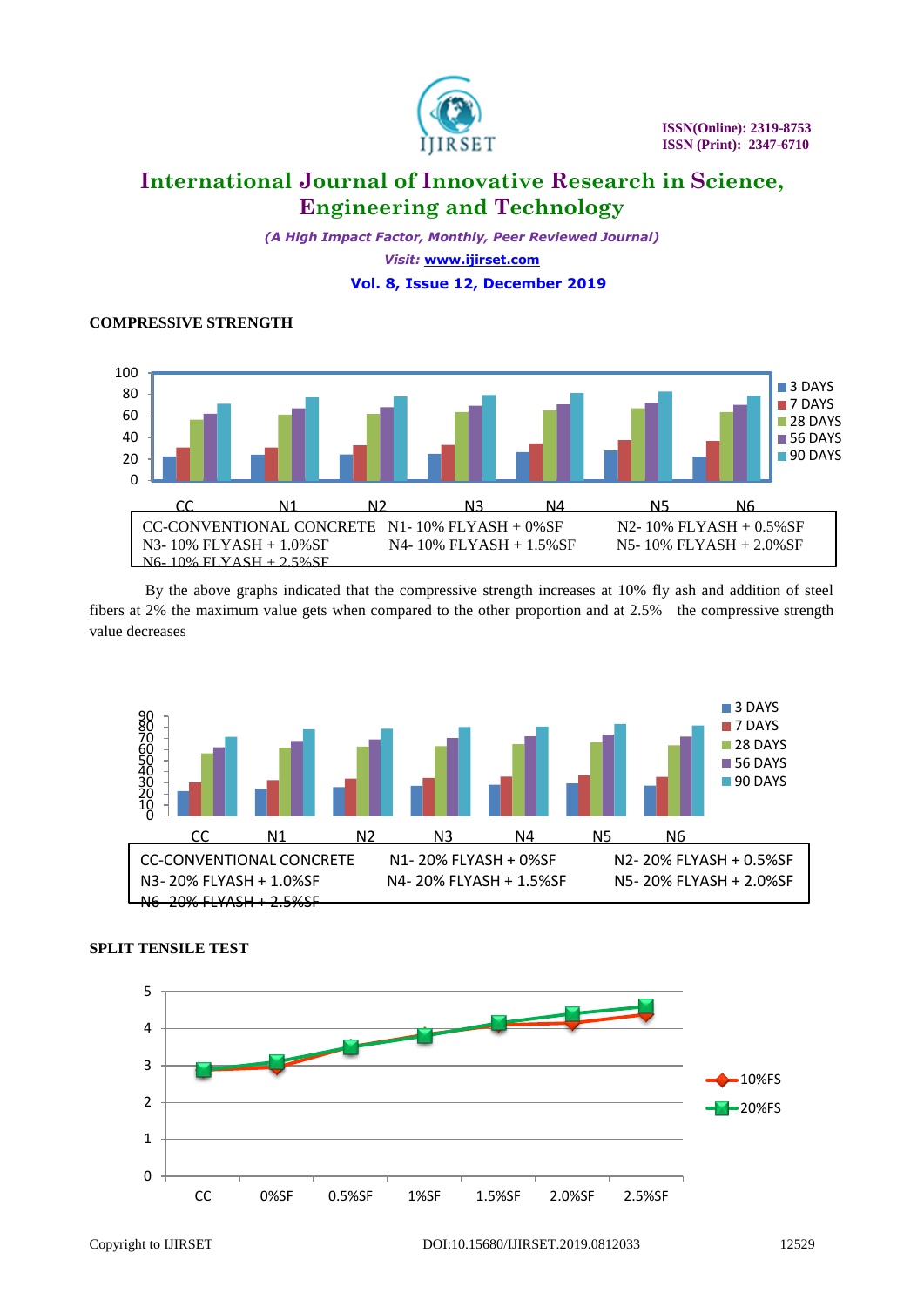**COMPRESSIVE STRENGTH**

| CC-CONVENTIONAL CONCRETE | N1- 10% FLYASH + 0%SF | N2- 10% FLYASH + 0.5%SF |
|---|---|---|
| N3- 10% FLYASH + 1.0%SF | N4- 10% FLYASH + 1.5%SF | N5- 10% FLYASH + 2.0%SF |
| N6- 10% FLYASH + 2.5%SF | | |

By the above graphs indicated that the compressive strength increases at 10% fly ash and addition of steel fibers at 2% the maximum value gets when compared to the other proportion and at 2.5% the compressive strength value decreases

| CC-CONVENTIONAL CONCRETE | N1- 20% FLYASH + 0%SF | N2- 20% FLYASH + 0.5%SF |
|---|---|---|
| N3- 20% FLYASH + 1.0%SF | N4- 20% FLYASH + 1.5%SF | N5- 20% FLYASH + 2.0%SF |
| N6- 20% FLYASH + 2.5%SF | | |

**SPLIT TENSILE TEST**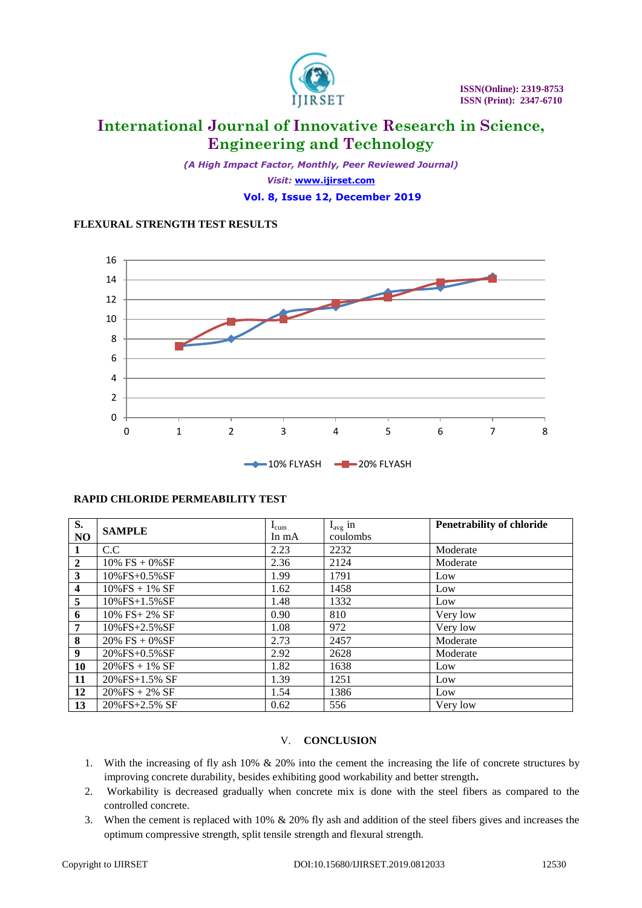**FLEXURAL STRENGTH TEST RESULTS**

**RAPID CHLORIDE PERMEABILITY TEST**

| S. NO | SAMPLE | $I_{cum}$ In mA | $I_{avg}$ in coulombs | Penetrability of chloride |
|---|---|---|---|---|
| 1 | C.C | 2.23 | 2232 | Moderate |
| 2 | 10% FS + 0%SF | 2.36 | 2124 | Moderate |
| 3 | 10%FS+0.5%SF | 1.99 | 1791 | Low |
| 4 | 10%FS + 1% SF | 1.62 | 1458 | Low |
| 5 | 10%FS+1.5%SF | 1.48 | 1332 | Low |
| 6 | 10% FS+ 2% SF | 0.90 | 810 | Very low |
| 7 | 10%FS+2.5%SF | 1.08 | 972 | Very low |
| 8 | 20% FS + 0%SF | 2.73 | 2457 | Moderate |
| 9 | 20%FS+0.5%SF | 2.92 | 2628 | Moderate |
| 10 | 20%FS + 1% SF | 1.82 | 1638 | Low |
| 11 | 20%FS+1.5% SF | 1.39 | 1251 | Low |
| 12 | 20%FS + 2% SF | 1.54 | 1386 | Low |
| 13 | 20%FS+2.5% SF | 0.62 | 556 | Very low |

## V. CONCLUSION

1. With the increasing of fly ash 10% & 20% into the cement the increasing the life of concrete structures by improving concrete durability, besides exhibiting good workability and better strength**.**
2. Workability is decreased gradually when concrete mix is done with the steel fibers as compared to the controlled concrete.
3. When the cement is replaced with 10% & 20% fly ash and addition of the steel fibers gives and increases the optimum compressive strength, split tensile strength and flexural strength.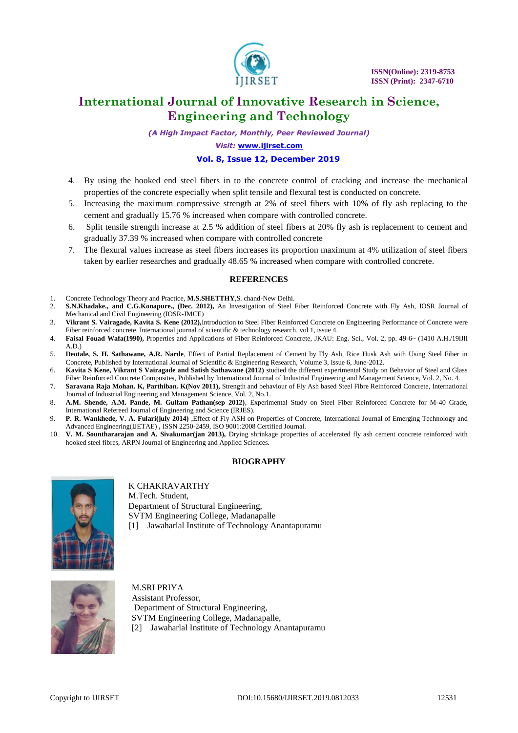4. By using the hooked end steel fibers in to the concrete control of cracking and increase the mechanical properties of the concrete especially when split tensile and flexural test is conducted on concrete.
5. Increasing the maximum compressive strength at 2% of steel fibers with 10% of fly ash replacing to the cement and gradually 15.76 % increased when compare with controlled concrete.
6. Split tensile strength increase at 2.5 % addition of steel fibers at 20% fly ash is replacement to cement and gradually 37.39 % increased when compare with controlled concrete
7. The flexural values increase as steel fibers increases its proportion maximum at 4% utilization of steel fibers taken by earlier researches and gradually 48.65 % increased when compare with controlled concrete.

## REFERENCES

1. Concrete Technology Theory and Practice, **M.S.SHETTHY**,S. chand-New Delhi.
2. **S.N.Khadake., and C.G.Konapure., (Dec. 2012),** An Investigation of Steel Fiber Reinforced Concrete with Fly Ash, IOSR Journal of Mechanical and Civil Engineering (IOSR-JMCE)
3. **Vikrant S. Vairagade, Kavita S. Kene (2012),**Introduction to Steel Fiber Reinforced Concrete on Engineering Performance of Concrete were Fiber reinforced concrete. International journal of scientific & technology research, vol 1, issue 4.
4. **Faisal Fouad Wafa(1990),** Properties and Applications of Fiber Reinforced Concrete, JKAU: Eng. Sci., Vol. 2, pp. 49-6~ (1410 A.H./19lJlI A.D.)
5. **Deotale, S. H. Sathawane, A.R. Narde**, Effect of Partial Replacement of Cement by Fly Ash, Rice Husk Ash with Using Steel Fiber in Concrete, Published by International Journal of Scientific & Engineering Research, Volume 3, Issue 6, June-2012.
6. **Kavita S Kene, Vikrant S Vairagade and Satish Sathawane (2012)** studied the different experimental Study on Behavior of Steel and Glass Fiber Reinforced Concrete Composites, Published by International Journal of Industrial Engineering and Management Science, Vol. 2, No. 4.
7. **Saravana Raja Mohan. K, Parthiban. K(Nov 2011),** Strength and behaviour of Fly Ash based Steel Fibre Reinforced Concrete, International Journal of Industrial Engineering and Management Science, Vol. 2, No.1.
8. **A.M. Shende, A.M. Pande, M. Gulfam Pathan(sep 2012)**, Experimental Study on Steel Fiber Reinforced Concrete for M-40 Grade, International Refereed Journal of Engineering and Science (IRJES).
9. **P. R. Wankhede, V. A. Fulari(july 2014)** ,Effect of Fly ASH on Properties of Concrete, International Journal of Emerging Technology and Advanced Engineering(IJETAE) **,** ISSN 2250-2459, ISO 9001:2008 Certified Journal.
10. **V. M. Sounthararajan and A. Sivakumar(jan 2013),** Drying shrinkage properties of accelerated fly ash cement concrete reinforced with hooked steel fibres, ARPN Journal of Engineering and Applied Sciences.

## BIOGRAPHY

K CHAKRAVARTHY
M.Tech. Student,
Department of Structural Engineering,
SVTM Engineering College, Madanapalle
[1] Jawaharlal Institute of Technology Anantapuramu

M.SRI PRIYA
Assistant Professor,
Department of Structural Engineering,
SVTM Engineering College, Madanapalle,
[2] Jawaharlal Institute of Technology Anantapuramu